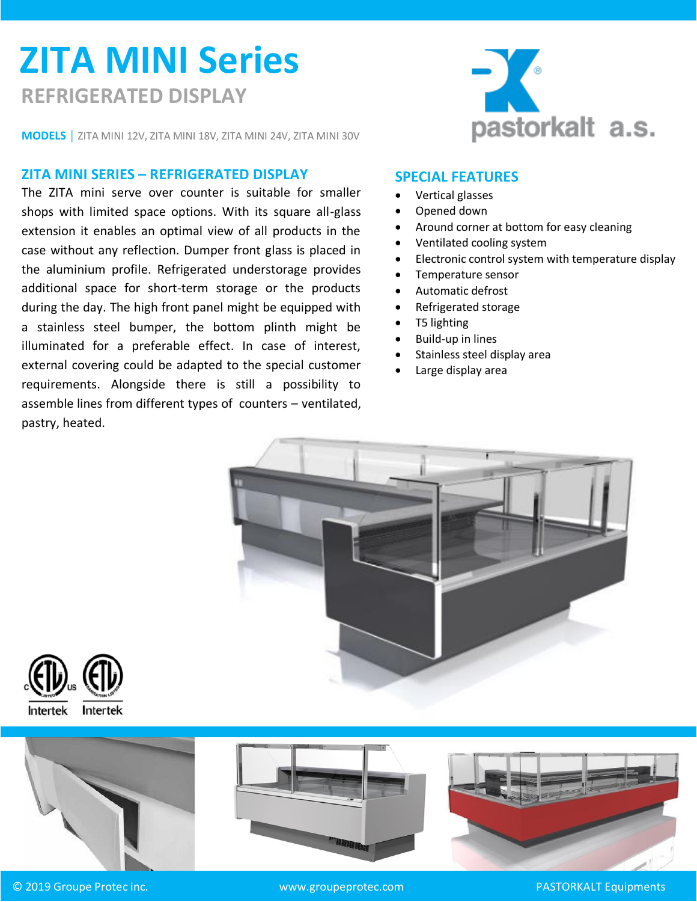# ZITA MINI Series

## REFRIGERATED DISPLAY

**MODELS** | ZITA MINI 12V, ZITA MINI 18V, ZITA MINI 24V, ZITA MINI 30V

pastorkalt a.s.

## ZITA MINI SERIES – REFRIGERATED DISPLAY

The ZITA mini serve over counter is suitable for smaller shops with limited space options. With its square all-glass extension it enables an optimal view of all products in the case without any reflection. Dumper front glass is placed in the aluminium profile. Refrigerated understorage provides additional space for short-term storage or the products during the day. The high front panel might be equipped with a stainless steel bumper, the bottom plinth might be illuminated for a preferable effect. In case of interest, external covering could be adapted to the special customer requirements. Alongside there is still a possibility to assemble lines from different types of counters – ventilated, pastry, heated.

## SPECIAL FEATURES

- Vertical glasses
- Opened down
- Around corner at bottom for easy cleaning
- Ventilated cooling system
- Electronic control system with temperature display
- Temperature sensor
- Automatic defrost
- Refrigerated storage
- T5 lighting
- Build-up in lines
- Stainless steel display area
- Large display area

© 2019 Groupe Protec inc. www.groupeprotec.com PASTORKALT Equipments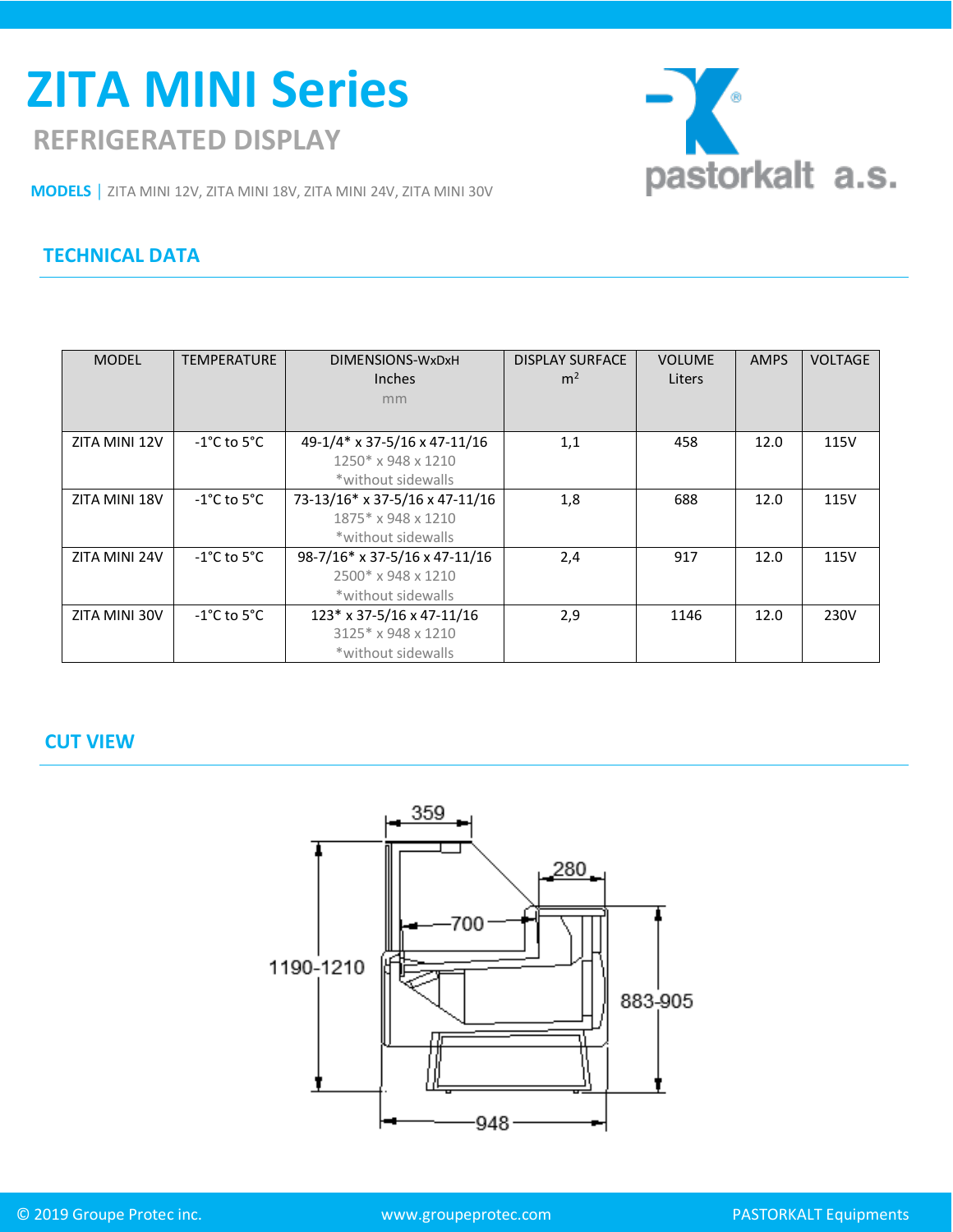# ZITA MINI Series

## REFRIGERATED DISPLAY

**MODELS** | ZITA MINI 12V, ZITA MINI 18V, ZITA MINI 24V, ZITA MINI 30V

pastorkalt a.s.

## TECHNICAL DATA

| MODEL | TEMPERATURE | DIMENSIONS-WxDxH Inches mm | DISPLAY SURFACE $m^2$ | VOLUME Liters | AMPS | VOLTAGE |
|---|---|---|---|---|---|---|
| ZITA MINI 12V | -1°C to 5°C | 49-1/4* x 37-5/16 x 47-11/16<br>1250* x 948 x 1210<br>*without sidewalls | 1,1 | 458 | 12.0 | 115V |
| ZITA MINI 18V | -1°C to 5°C | 73-13/16* x 37-5/16 x 47-11/16<br>1875* x 948 x 1210<br>*without sidewalls | 1,8 | 688 | 12.0 | 115V |
| ZITA MINI 24V | -1°C to 5°C | 98-7/16* x 37-5/16 x 47-11/16<br>2500* x 948 x 1210<br>*without sidewalls | 2,4 | 917 | 12.0 | 115V |
| ZITA MINI 30V | -1°C to 5°C | 123* x 37-5/16 x 47-11/16<br>3125* x 948 x 1210<br>*without sidewalls | 2,9 | 1146 | 12.0 | 230V |

## CUT VIEW

359

280

700

1190-1210

883-905

948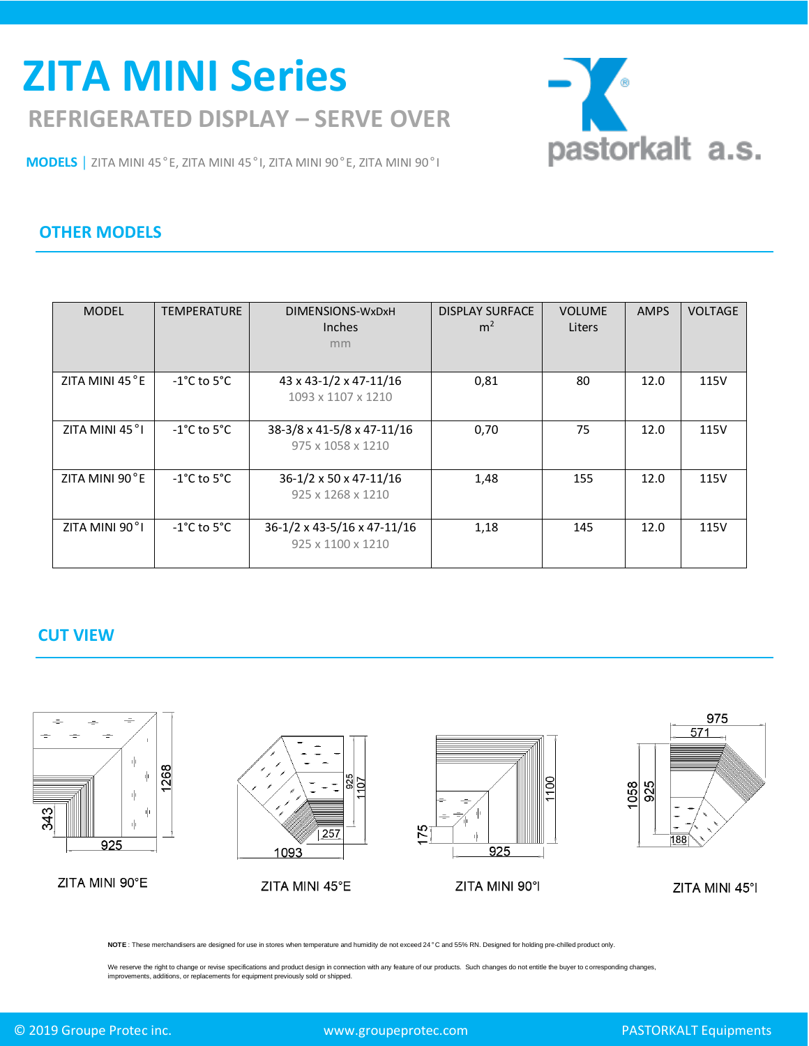# ZITA MINI Series

## REFRIGERATED DISPLAY – SERVE OVER

**MODELS** | ZITA MINI 45°E, ZITA MINI 45°I, ZITA MINI 90°E, ZITA MINI 90°I

pastorkalt a.s.

## OTHER MODELS

| MODEL | TEMPERATURE | DIMENSIONS-WxDxH Inches mm | DISPLAY SURFACE $m^2$ | VOLUME Liters | AMPS | VOLTAGE |
|---|---|---|---|---|---|---|
| ZITA MINI 45°E | -1°C to 5°C | 43 x 43-1/2 x 47-11/16<br>1093 x 1107 x 1210 | 0,81 | 80 | 12.0 | 115V |
| ZITA MINI 45°I | -1°C to 5°C | 38-3/8 x 41-5/8 x 47-11/16<br>975 x 1058 x 1210 | 0,70 | 75 | 12.0 | 115V |
| ZITA MINI 90°E | -1°C to 5°C | 36-1/2 x 50 x 47-11/16<br>925 x 1268 x 1210 | 1,48 | 155 | 12.0 | 115V |
| ZITA MINI 90°I | -1°C to 5°C | 36-1/2 x 43-5/16 x 47-11/16<br>925 x 1100 x 1210 | 1,18 | 145 | 12.0 | 115V |

## CUT VIEW

343
1268
925

ZITA MINI 90°E

925
1107
257
1093

ZITA MINI 45°E

1100
175
925

ZITA MINI 90°I

975
571
1058
925
188

ZITA MINI 45°I

**NOTE** : These merchandisers are designed for use in stores when temperature and humidity de not exceed 24°C and 55% RN. Designed for holding pre-chilled product only.

We reserve the right to change or revise specifications and product design in connection with any feature of our products. Such changes do not entitle the buyer to corresponding changes, improvements, additions, or replacements for equipment previously sold or shipped.

© 2019 Groupe Protec inc. www.groupeprotec.com PASTORKALT Equipments